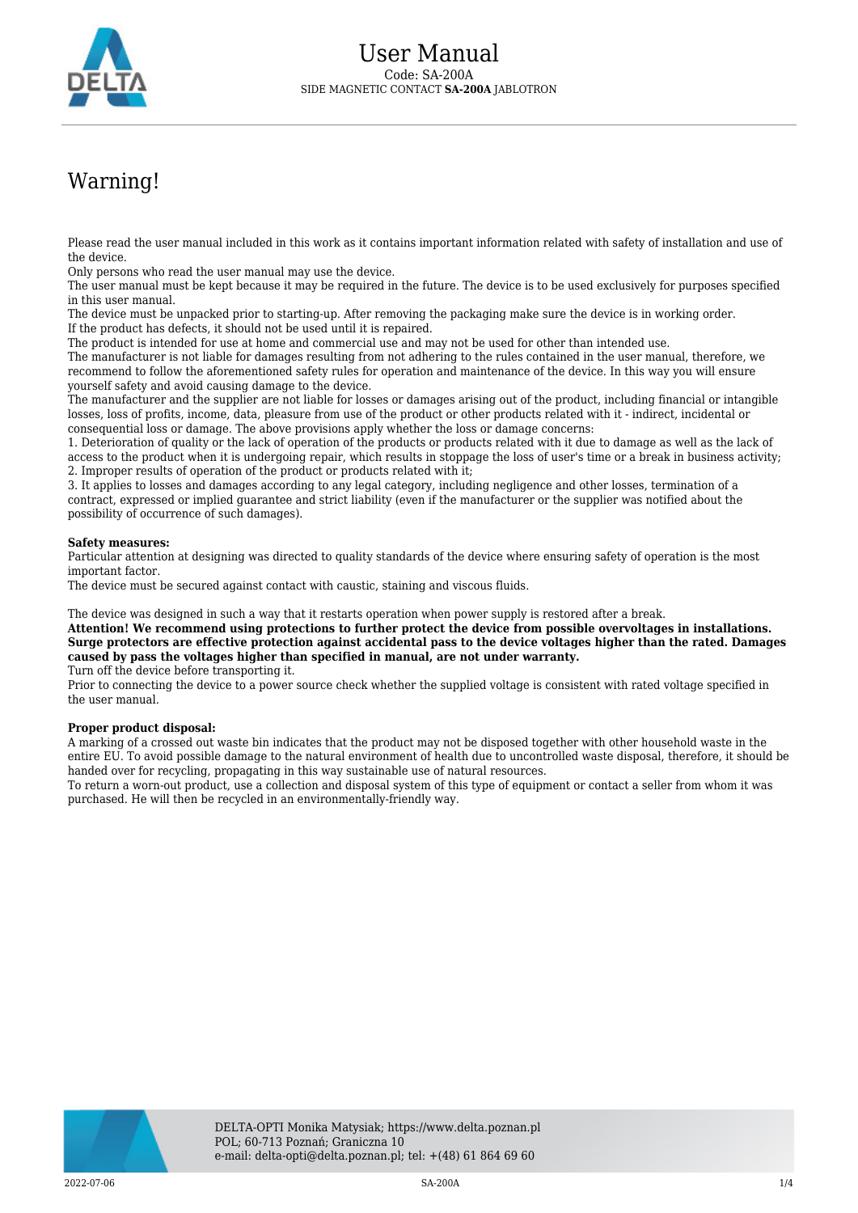# User Manual

Code: SA-200A

SIDE MAGNETIC CONTACT **SA-200A** JABLOTRON

## Warning!

Please read the user manual included in this work as it contains important information related with safety of installation and use of the device.
Only persons who read the user manual may use the device.
The user manual must be kept because it may be required in the future. The device is to be used exclusively for purposes specified in this user manual.
The device must be unpacked prior to starting-up. After removing the packaging make sure the device is in working order.
If the product has defects, it should not be used until it is repaired.
The product is intended for use at home and commercial use and may not be used for other than intended use.
The manufacturer is not liable for damages resulting from not adhering to the rules contained in the user manual, therefore, we recommend to follow the aforementioned safety rules for operation and maintenance of the device. In this way you will ensure yourself safety and avoid causing damage to the device.
The manufacturer and the supplier are not liable for losses or damages arising out of the product, including financial or intangible losses, loss of profits, income, data, pleasure from use of the product or other products related with it - indirect, incidental or consequential loss or damage. The above provisions apply whether the loss or damage concerns:
1. Deterioration of quality or the lack of operation of the products or products related with it due to damage as well as the lack of access to the product when it is undergoing repair, which results in stoppage the loss of user's time or a break in business activity;
2. Improper results of operation of the product or products related with it;
3. It applies to losses and damages according to any legal category, including negligence and other losses, termination of a contract, expressed or implied guarantee and strict liability (even if the manufacturer or the supplier was notified about the possibility of occurrence of such damages).

**Safety measures:**
Particular attention at designing was directed to quality standards of the device where ensuring safety of operation is the most important factor.
The device must be secured against contact with caustic, staining and viscous fluids.

The device was designed in such a way that it restarts operation when power supply is restored after a break.
**Attention! We recommend using protections to further protect the device from possible overvoltages in installations. Surge protectors are effective protection against accidental pass to the device voltages higher than the rated. Damages caused by pass the voltages higher than specified in manual, are not under warranty.**
Turn off the device before transporting it.
Prior to connecting the device to a power source check whether the supplied voltage is consistent with rated voltage specified in the user manual.

**Proper product disposal:**
A marking of a crossed out waste bin indicates that the product may not be disposed together with other household waste in the entire EU. To avoid possible damage to the natural environment of health due to uncontrolled waste disposal, therefore, it should be handed over for recycling, propagating in this way sustainable use of natural resources.
To return a worn-out product, use a collection and disposal system of this type of equipment or contact a seller from whom it was purchased. He will then be recycled in an environmentally-friendly way.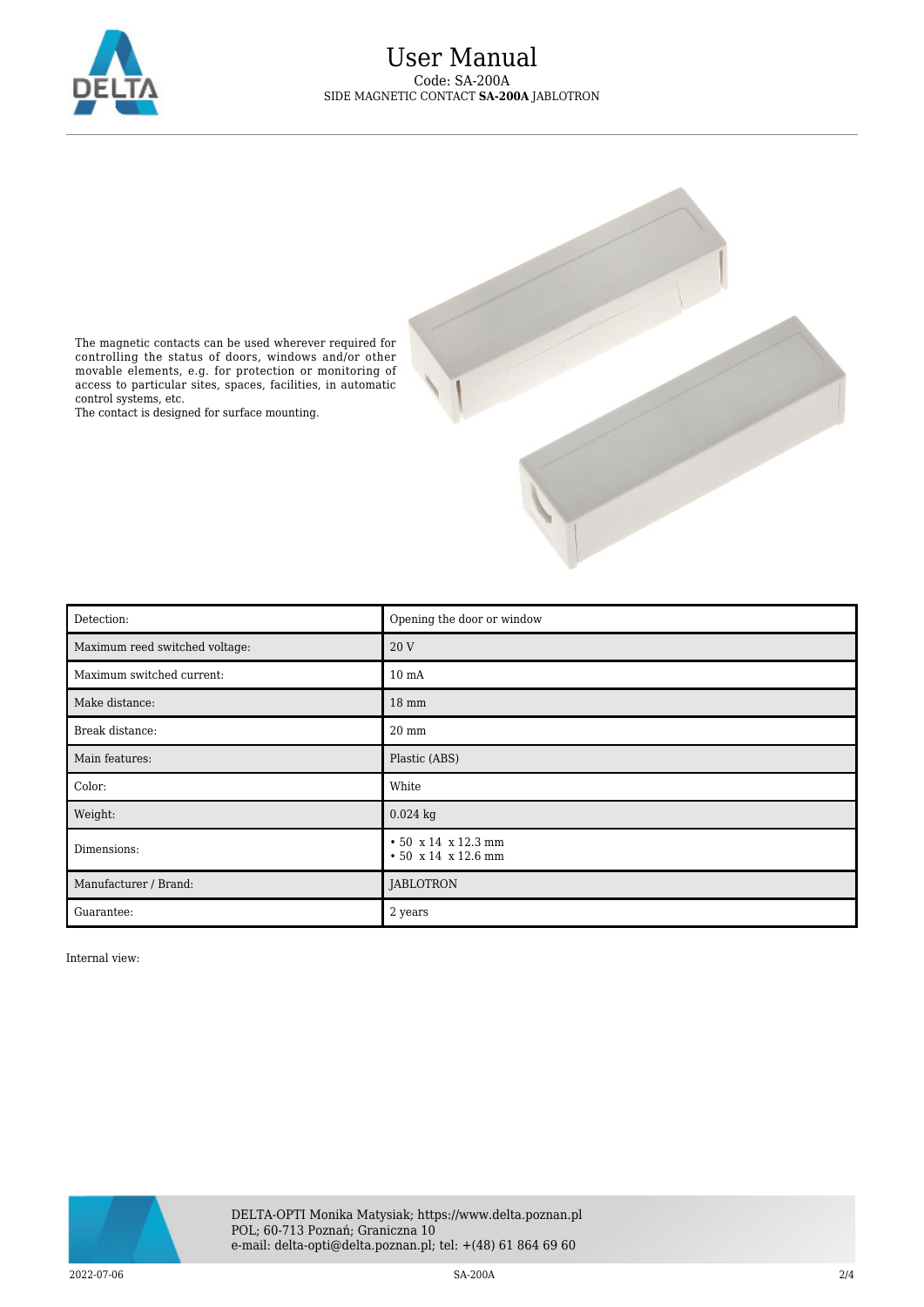The magnetic contacts can be used wherever required for controlling the status of doors, windows and/or other movable elements, e.g. for protection or monitoring of access to particular sites, spaces, facilities, in automatic control systems, etc.
The contact is designed for surface mounting.

| Detection: | Opening the door or window |
| --- | --- |
| Maximum reed switched voltage: | 20 V |
| Maximum switched current: | 10 mA |
| Make distance: | 18 mm |
| Break distance: | 20 mm |
| Main features: | Plastic (ABS) |
| Color: | White |
| Weight: | 0.024 kg |
| Dimensions: | • 50 x 14 x 12.3 mm<br>• 50 x 14 x 12.6 mm |
| Manufacturer / Brand: | JABLOTRON |
| Guarantee: | 2 years |

Internal view: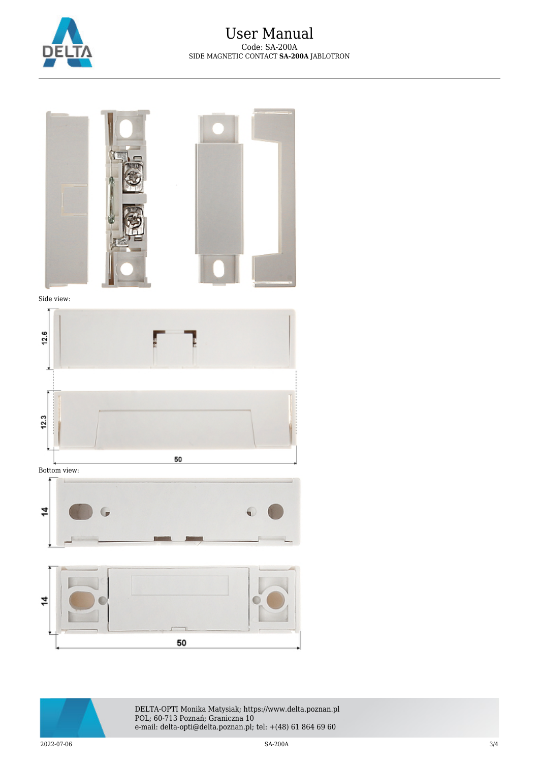Side view:

Bottom view: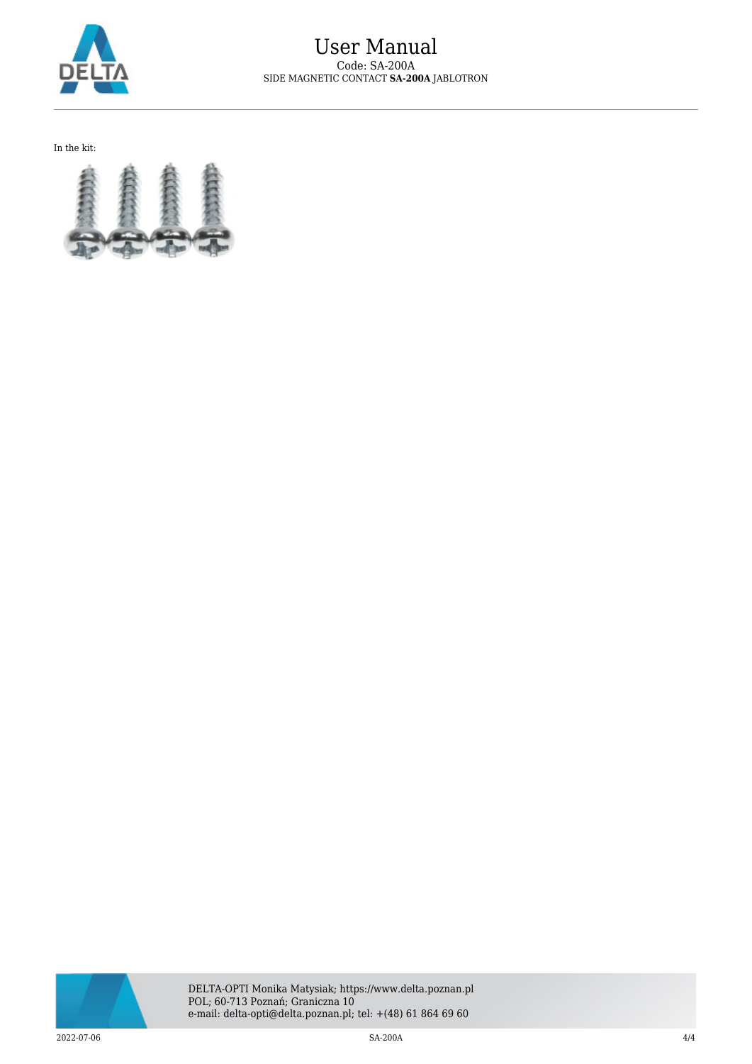In the kit: